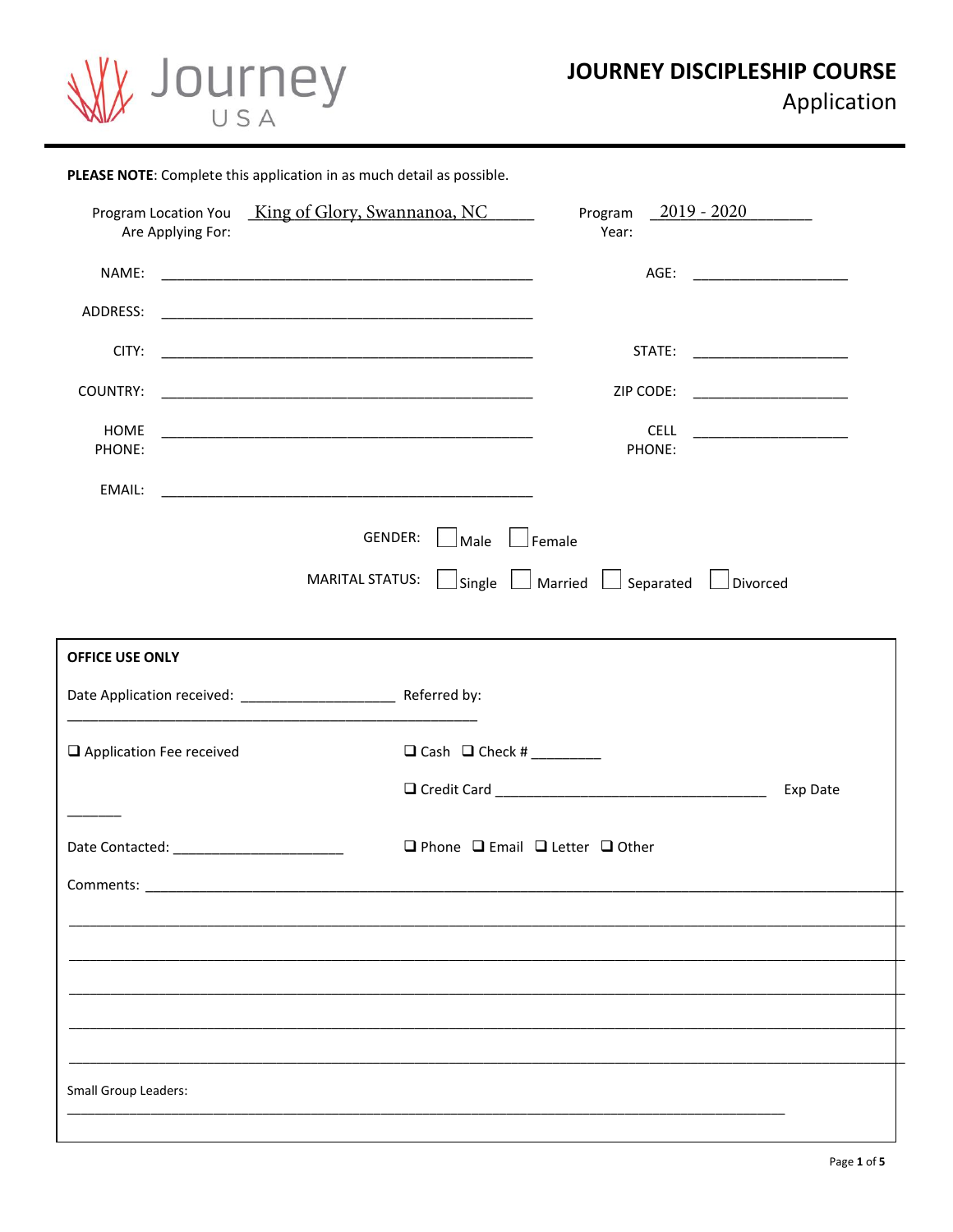Journey USA

# JOURNEY DISCIPLESHIP COURSE

## Application

**PLEASE NOTE**: Complete this application in as much detail as possible.

Program Location You Are Applying For: King of Glory, Swannanoa, NC

Program Year: 2019 - 2020

NAME: ______________________________ AGE: ____________

ADDRESS: ______________________________

CITY: ______________________________ STATE: ____________

COUNTRY: ______________________________ ZIP CODE: ____________

HOME PHONE: ______________________________ CELL PHONE: ____________

EMAIL: ______________________________

GENDER: ☐ Male ☐ Female

MARITAL STATUS: ☐ Single ☐ Married ☐ Separated ☐ Divorced

**OFFICE USE ONLY**

Date Application received: ____________ Referred by: ______________________________

❑ Application Fee received ❑ Cash ❑ Check # _________

❑ Credit Card ______________________________ Exp Date _______

Date Contacted: ____________ ❑ Phone ❑ Email ❑ Letter ❑ Other

Comments: ______________________________

______________________________

______________________________

______________________________

______________________________

______________________________

Small Group Leaders: ______________________________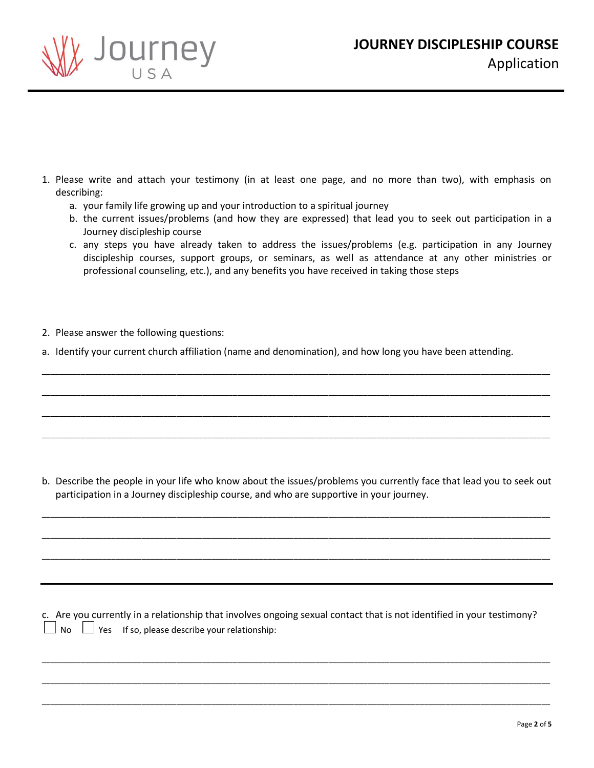# JOURNEY DISCIPLESHIP COURSE

## Application

1. Please write and attach your testimony (in at least one page, and no more than two), with emphasis on describing:
   a. your family life growing up and your introduction to a spiritual journey
   b. the current issues/problems (and how they are expressed) that lead you to seek out participation in a Journey discipleship course
   c. any steps you have already taken to address the issues/problems (e.g. participation in any Journey discipleship courses, support groups, or seminars, as well as attendance at any other ministries or professional counseling, etc.), and any benefits you have received in taking those steps

2. Please answer the following questions:

a. Identify your current church affiliation (name and denomination), and how long you have been attending.

_______________________________________________________________________________________

_______________________________________________________________________________________

_______________________________________________________________________________________

_______________________________________________________________________________________

b. Describe the people in your life who know about the issues/problems you currently face that lead you to seek out participation in a Journey discipleship course, and who are supportive in your journey.

_______________________________________________________________________________________

_______________________________________________________________________________________

_______________________________________________________________________________________

---

c. Are you currently in a relationship that involves ongoing sexual contact that is not identified in your testimony?

☐ No ☐ Yes If so, please describe your relationship:

_______________________________________________________________________________________

_______________________________________________________________________________________

_______________________________________________________________________________________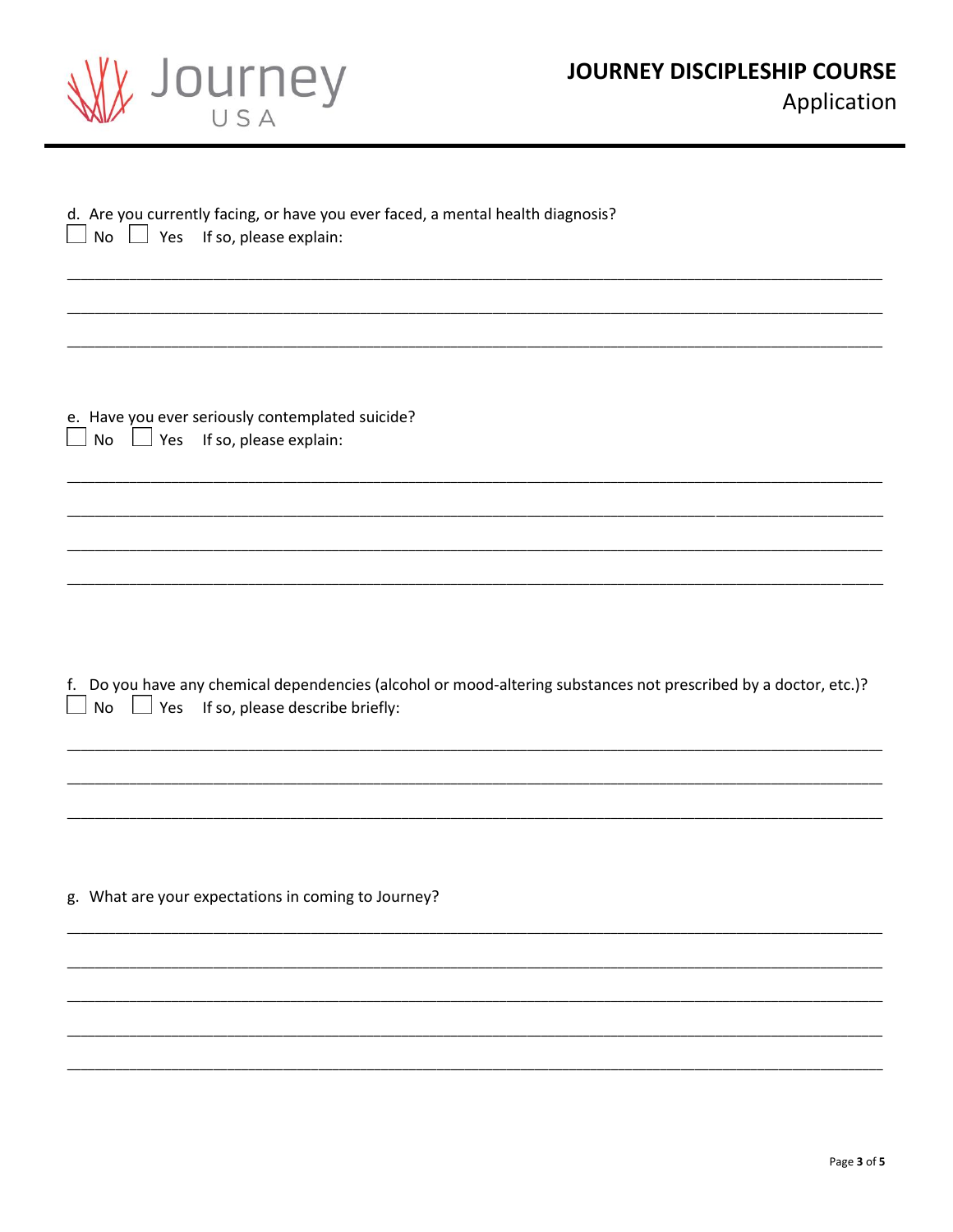d. Are you currently facing, or have you ever faced, a mental health diagnosis?

☐ No ☐ Yes If so, please explain:

_______________________________________________________________________________

_______________________________________________________________________________

_______________________________________________________________________________

e. Have you ever seriously contemplated suicide?

☐ No ☐ Yes If so, please explain:

_______________________________________________________________________________

_______________________________________________________________________________

_______________________________________________________________________________

_______________________________________________________________________________

f. Do you have any chemical dependencies (alcohol or mood-altering substances not prescribed by a doctor, etc.)?

☐ No ☐ Yes If so, please describe briefly:

_______________________________________________________________________________

_______________________________________________________________________________

_______________________________________________________________________________

g. What are your expectations in coming to Journey?

_______________________________________________________________________________

_______________________________________________________________________________

_______________________________________________________________________________

_______________________________________________________________________________

_______________________________________________________________________________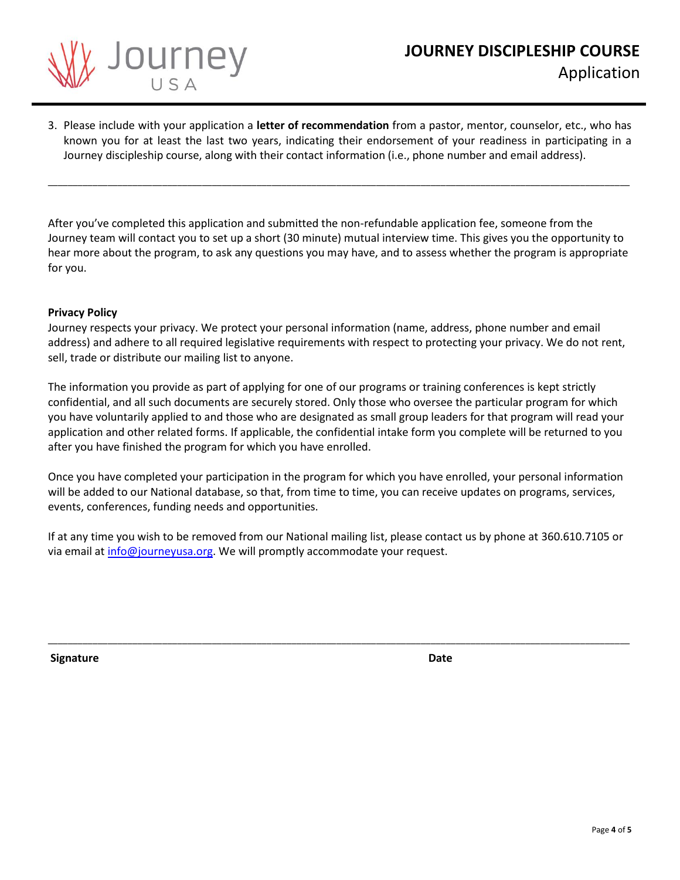3. Please include with your application a **letter of recommendation** from a pastor, mentor, counselor, etc., who has known you for at least the last two years, indicating their endorsement of your readiness in participating in a Journey discipleship course, along with their contact information (i.e., phone number and email address).

_______________________________________________________________________________________________

After you've completed this application and submitted the non-refundable application fee, someone from the Journey team will contact you to set up a short (30 minute) mutual interview time. This gives you the opportunity to hear more about the program, to ask any questions you may have, and to assess whether the program is appropriate for you.

**Privacy Policy**

Journey respects your privacy. We protect your personal information (name, address, phone number and email address) and adhere to all required legislative requirements with respect to protecting your privacy. We do not rent, sell, trade or distribute our mailing list to anyone.

The information you provide as part of applying for one of our programs or training conferences is kept strictly confidential, and all such documents are securely stored. Only those who oversee the particular program for which you have voluntarily applied to and those who are designated as small group leaders for that program will read your application and other related forms. If applicable, the confidential intake form you complete will be returned to you after you have finished the program for which you have enrolled.

Once you have completed your participation in the program for which you have enrolled, your personal information will be added to our National database, so that, from time to time, you can receive updates on programs, services, events, conferences, funding needs and opportunities.

If at any time you wish to be removed from our National mailing list, please contact us by phone at 360.610.7105 or via email at info@journeyusa.org. We will promptly accommodate your request.

_______________________________________________________________________________________________

**Signature** **Date**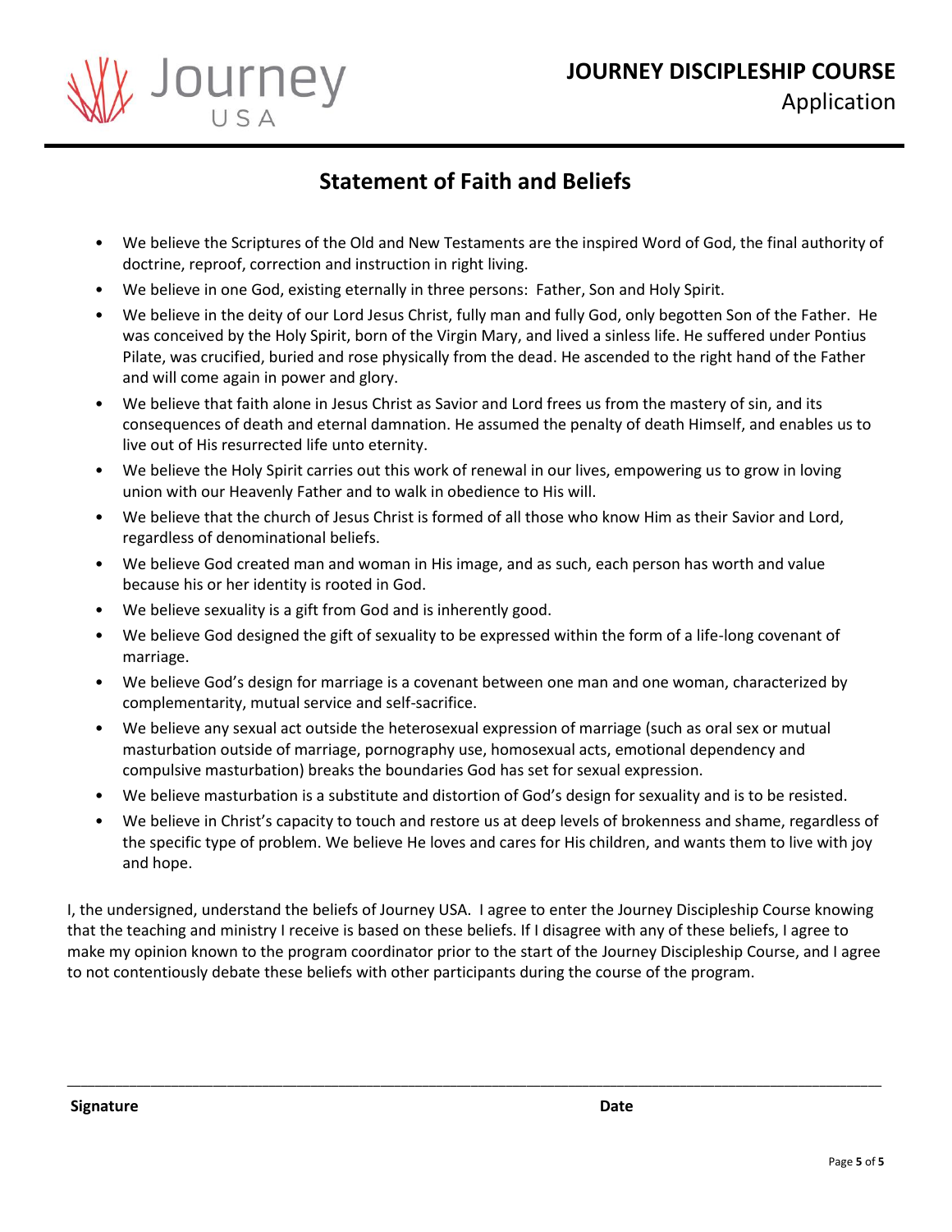Journey USA

**JOURNEY DISCIPLESHIP COURSE**
Application

## Statement of Faith and Beliefs

- We believe the Scriptures of the Old and New Testaments are the inspired Word of God, the final authority of doctrine, reproof, correction and instruction in right living.
- We believe in one God, existing eternally in three persons: Father, Son and Holy Spirit.
- We believe in the deity of our Lord Jesus Christ, fully man and fully God, only begotten Son of the Father. He was conceived by the Holy Spirit, born of the Virgin Mary, and lived a sinless life. He suffered under Pontius Pilate, was crucified, buried and rose physically from the dead. He ascended to the right hand of the Father and will come again in power and glory.
- We believe that faith alone in Jesus Christ as Savior and Lord frees us from the mastery of sin, and its consequences of death and eternal damnation. He assumed the penalty of death Himself, and enables us to live out of His resurrected life unto eternity.
- We believe the Holy Spirit carries out this work of renewal in our lives, empowering us to grow in loving union with our Heavenly Father and to walk in obedience to His will.
- We believe that the church of Jesus Christ is formed of all those who know Him as their Savior and Lord, regardless of denominational beliefs.
- We believe God created man and woman in His image, and as such, each person has worth and value because his or her identity is rooted in God.
- We believe sexuality is a gift from God and is inherently good.
- We believe God designed the gift of sexuality to be expressed within the form of a life-long covenant of marriage.
- We believe God's design for marriage is a covenant between one man and one woman, characterized by complementarity, mutual service and self-sacrifice.
- We believe any sexual act outside the heterosexual expression of marriage (such as oral sex or mutual masturbation outside of marriage, pornography use, homosexual acts, emotional dependency and compulsive masturbation) breaks the boundaries God has set for sexual expression.
- We believe masturbation is a substitute and distortion of God's design for sexuality and is to be resisted.
- We believe in Christ's capacity to touch and restore us at deep levels of brokenness and shame, regardless of the specific type of problem. We believe He loves and cares for His children, and wants them to live with joy and hope.

I, the undersigned, understand the beliefs of Journey USA. I agree to enter the Journey Discipleship Course knowing that the teaching and ministry I receive is based on these beliefs. If I disagree with any of these beliefs, I agree to make my opinion known to the program coordinator prior to the start of the Journey Discipleship Course, and I agree to not contentiously debate these beliefs with other participants during the course of the program.

\_\_\_\_\_\_\_\_\_\_\_\_\_\_\_\_\_\_\_\_\_\_\_\_\_\_\_\_\_\_\_\_\_\_\_\_\_\_\_\_\_\_\_\_\_\_\_\_\_\_\_\_\_\_\_\_\_\_\_\_\_\_\_\_\_\_\_\_\_\_

**Signature** **Date**